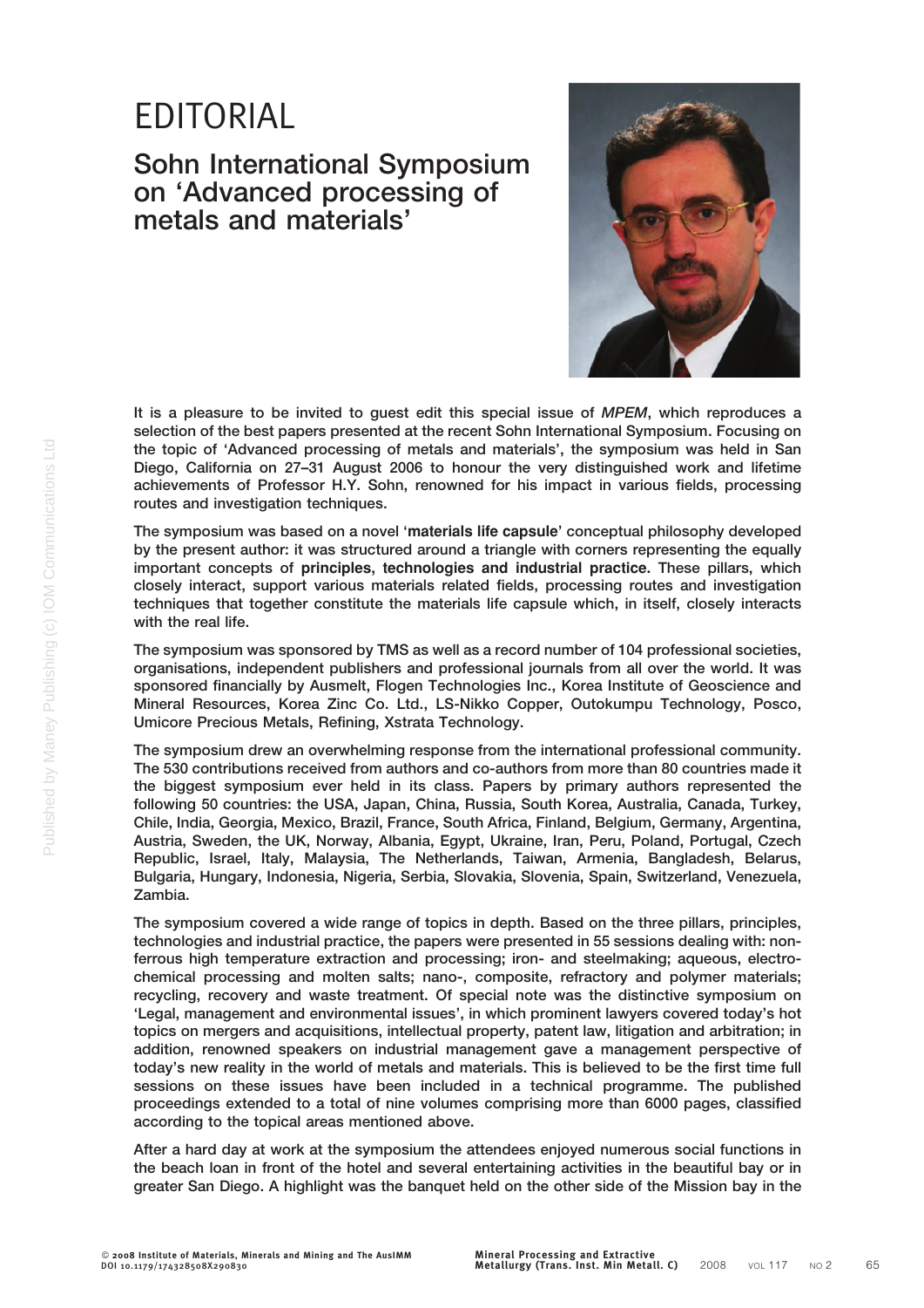# EDITORIAL

## Sohn International Symposium on 'Advanced processing of metals and materials'

It is a pleasure to be invited to guest edit this special issue of *MPEM*, which reproduces a selection of the best papers presented at the recent Sohn International Symposium. Focusing on the topic of 'Advanced processing of metals and materials', the symposium was held in San Diego, California on 27–31 August 2006 to honour the very distinguished work and lifetime achievements of Professor H.Y. Sohn, renowned for his impact in various fields, processing routes and investigation techniques.

The symposium was based on a novel '**materials life capsule**' conceptual philosophy developed by the present author: it was structured around a triangle with corners representing the equally important concepts of **principles, technologies and industrial practice.** These pillars, which closely interact, support various materials related fields, processing routes and investigation techniques that together constitute the materials life capsule which, in itself, closely interacts with the real life.

The symposium was sponsored by TMS as well as a record number of 104 professional societies, organisations, independent publishers and professional journals from all over the world. It was sponsored financially by Ausmelt, Flogen Technologies Inc., Korea Institute of Geoscience and Mineral Resources, Korea Zinc Co. Ltd., LS-Nikko Copper, Outokumpu Technology, Posco, Umicore Precious Metals, Refining, Xstrata Technology.

The symposium drew an overwhelming response from the international professional community. The 530 contributions received from authors and co-authors from more than 80 countries made it the biggest symposium ever held in its class. Papers by primary authors represented the following 50 countries: the USA, Japan, China, Russia, South Korea, Australia, Canada, Turkey, Chile, India, Georgia, Mexico, Brazil, France, South Africa, Finland, Belgium, Germany, Argentina, Austria, Sweden, the UK, Norway, Albania, Egypt, Ukraine, Iran, Peru, Poland, Portugal, Czech Republic, Israel, Italy, Malaysia, The Netherlands, Taiwan, Armenia, Bangladesh, Belarus, Bulgaria, Hungary, Indonesia, Nigeria, Serbia, Slovakia, Slovenia, Spain, Switzerland, Venezuela, Zambia.

The symposium covered a wide range of topics in depth. Based on the three pillars, principles, technologies and industrial practice, the papers were presented in 55 sessions dealing with: non-ferrous high temperature extraction and processing; iron- and steelmaking; aqueous, electro-chemical processing and molten salts; nano-, composite, refractory and polymer materials; recycling, recovery and waste treatment. Of special note was the distinctive symposium on 'Legal, management and environmental issues', in which prominent lawyers covered today's hot topics on mergers and acquisitions, intellectual property, patent law, litigation and arbitration; in addition, renowned speakers on industrial management gave a management perspective of today's new reality in the world of metals and materials. This is believed to be the first time full sessions on these issues have been included in a technical programme. The published proceedings extended to a total of nine volumes comprising more than 6000 pages, classified according to the topical areas mentioned above.

After a hard day at work at the symposium the attendees enjoyed numerous social functions in the beach loan in front of the hotel and several entertaining activities in the beautiful bay or in greater San Diego. A highlight was the banquet held on the other side of the Mission bay in the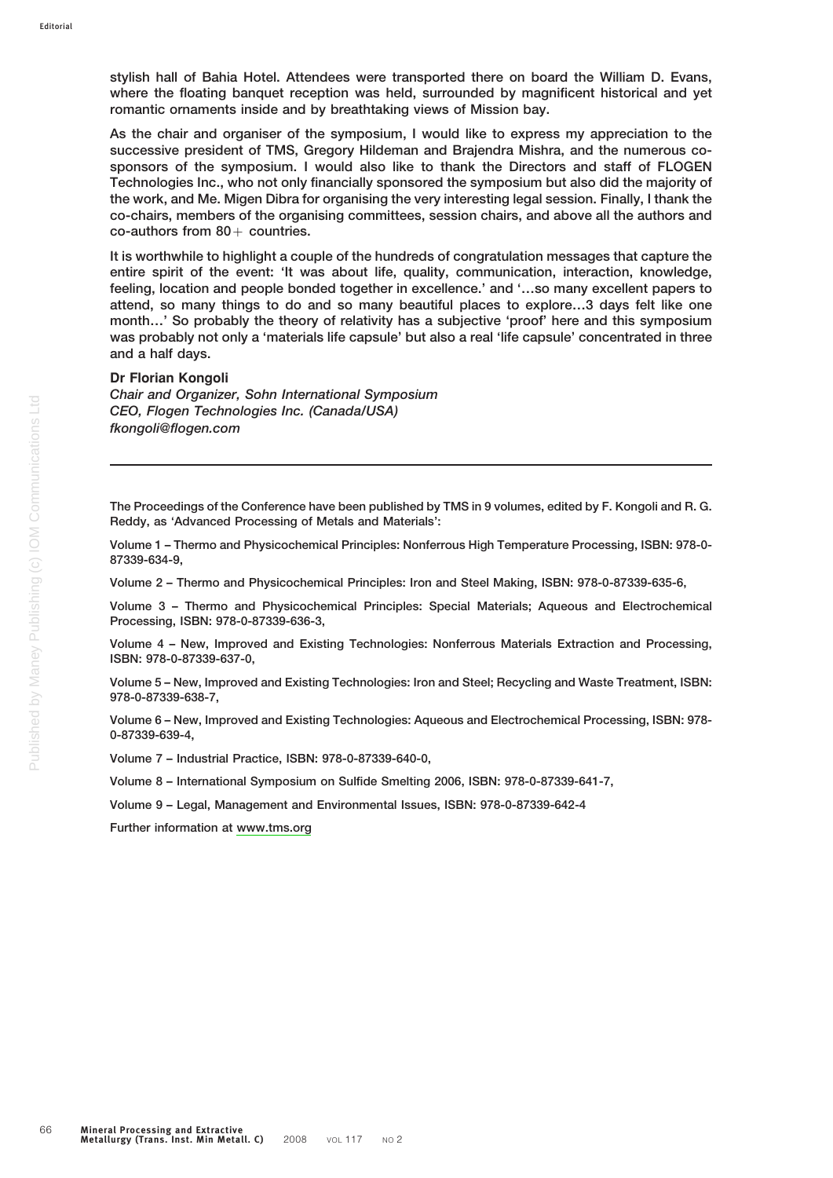stylish hall of Bahia Hotel. Attendees were transported there on board the William D. Evans, where the floating banquet reception was held, surrounded by magnificent historical and yet romantic ornaments inside and by breathtaking views of Mission bay.

As the chair and organiser of the symposium, I would like to express my appreciation to the successive president of TMS, Gregory Hildeman and Brajendra Mishra, and the numerous co-sponsors of the symposium. I would also like to thank the Directors and staff of FLOGEN Technologies Inc., who not only financially sponsored the symposium but also did the majority of the work, and Me. Migen Dibra for organising the very interesting legal session. Finally, I thank the co-chairs, members of the organising committees, session chairs, and above all the authors and co-authors from 80+ countries.

It is worthwhile to highlight a couple of the hundreds of congratulation messages that capture the entire spirit of the event: 'It was about life, quality, communication, interaction, knowledge, feeling, location and people bonded together in excellence.' and '…so many excellent papers to attend, so many things to do and so many beautiful places to explore…3 days felt like one month…' So probably the theory of relativity has a subjective 'proof' here and this symposium was probably not only a 'materials life capsule' but also a real 'life capsule' concentrated in three and a half days.

**Dr Florian Kongoli**
*Chair and Organizer, Sohn International Symposium*
*CEO, Flogen Technologies Inc. (Canada/USA)*
*fkongoli@flogen.com*

---

The Proceedings of the Conference have been published by TMS in 9 volumes, edited by F. Kongoli and R. G. Reddy, as 'Advanced Processing of Metals and Materials':

Volume 1 – Thermo and Physicochemical Principles: Nonferrous High Temperature Processing, ISBN: 978-0-87339-634-9,

Volume 2 – Thermo and Physicochemical Principles: Iron and Steel Making, ISBN: 978-0-87339-635-6,

Volume 3 – Thermo and Physicochemical Principles: Special Materials; Aqueous and Electrochemical Processing, ISBN: 978-0-87339-636-3,

Volume 4 – New, Improved and Existing Technologies: Nonferrous Materials Extraction and Processing, ISBN: 978-0-87339-637-0,

Volume 5 – New, Improved and Existing Technologies: Iron and Steel; Recycling and Waste Treatment, ISBN: 978-0-87339-638-7,

Volume 6 – New, Improved and Existing Technologies: Aqueous and Electrochemical Processing, ISBN: 978-0-87339-639-4,

Volume 7 – Industrial Practice, ISBN: 978-0-87339-640-0,

Volume 8 – International Symposium on Sulfide Smelting 2006, ISBN: 978-0-87339-641-7,

Volume 9 – Legal, Management and Environmental Issues, ISBN: 978-0-87339-642-4

Further information at www.tms.org